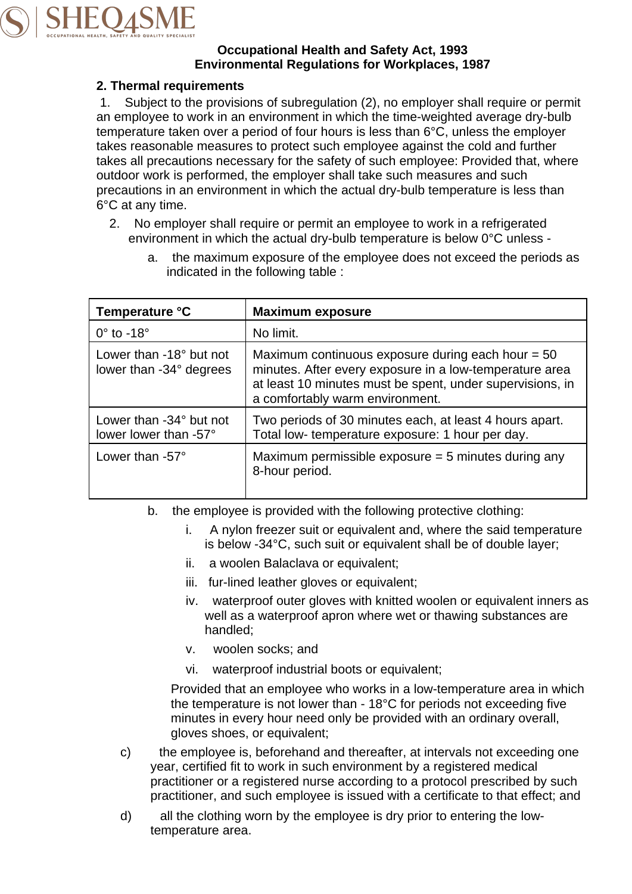**Occupational Health and Safety Act, 1993**
**Environmental Regulations for Workplaces, 1987**

## 2. Thermal requirements

1. Subject to the provisions of subregulation (2), no employer shall require or permit an employee to work in an environment in which the time-weighted average dry-bulb temperature taken over a period of four hours is less than 6°C, unless the employer takes reasonable measures to protect such employee against the cold and further takes all precautions necessary for the safety of such employee: Provided that, where outdoor work is performed, the employer shall take such measures and such precautions in an environment in which the actual dry-bulb temperature is less than 6°C at any time.
2. No employer shall require or permit an employee to work in a refrigerated environment in which the actual dry-bulb temperature is below 0°C unless -
   a. the maximum exposure of the employee does not exceed the periods as indicated in the following table :

| Temperature °C | Maximum exposure |
|---|---|
| 0° to -18° | No limit. |
| Lower than -18° but not lower than -34° degrees | Maximum continuous exposure during each hour = 50 minutes. After every exposure in a low-temperature area at least 10 minutes must be spent, under supervisions, in a comfortably warm environment. |
| Lower than -34° but not lower lower than -57° | Two periods of 30 minutes each, at least 4 hours apart. Total low- temperature exposure: 1 hour per day. |
| Lower than -57° | Maximum permissible exposure = 5 minutes during any 8-hour period. |

   b. the employee is provided with the following protective clothing:
      i. A nylon freezer suit or equivalent and, where the said temperature is below -34°C, such suit or equivalent shall be of double layer;
      ii. a woolen Balaclava or equivalent;
      iii. fur-lined leather gloves or equivalent;
      iv. waterproof outer gloves with knitted woolen or equivalent inners as well as a waterproof apron where wet or thawing substances are handled;
      v. woolen socks; and
      vi. waterproof industrial boots or equivalent;

      Provided that an employee who works in a low-temperature area in which the temperature is not lower than - 18°C for periods not exceeding five minutes in every hour need only be provided with an ordinary overall, gloves shoes, or equivalent;

   c) the employee is, beforehand and thereafter, at intervals not exceeding one year, certified fit to work in such environment by a registered medical practitioner or a registered nurse according to a protocol prescribed by such practitioner, and such employee is issued with a certificate to that effect; and

   d) all the clothing worn by the employee is dry prior to entering the low-temperature area.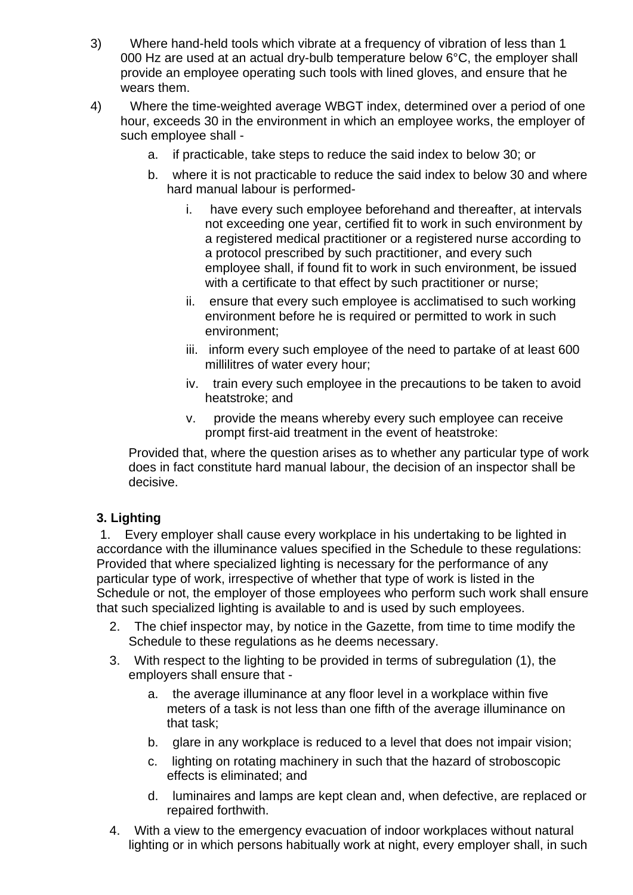3) Where hand-held tools which vibrate at a frequency of vibration of less than 1 000 Hz are used at an actual dry-bulb temperature below 6°C, the employer shall provide an employee operating such tools with lined gloves, and ensure that he wears them.

4) Where the time-weighted average WBGT index, determined over a period of one hour, exceeds 30 in the environment in which an employee works, the employer of such employee shall -

   a. if practicable, take steps to reduce the said index to below 30; or

   b. where it is not practicable to reduce the said index to below 30 and where hard manual labour is performed-

      i. have every such employee beforehand and thereafter, at intervals not exceeding one year, certified fit to work in such environment by a registered medical practitioner or a registered nurse according to a protocol prescribed by such practitioner, and every such employee shall, if found fit to work in such environment, be issued with a certificate to that effect by such practitioner or nurse;

      ii. ensure that every such employee is acclimatised to such working environment before he is required or permitted to work in such environment;

      iii. inform every such employee of the need to partake of at least 600 millilitres of water every hour;

      iv. train every such employee in the precautions to be taken to avoid heatstroke; and

      v. provide the means whereby every such employee can receive prompt first-aid treatment in the event of heatstroke:

   Provided that, where the question arises as to whether any particular type of work does in fact constitute hard manual labour, the decision of an inspector shall be decisive.

**3. Lighting**

1. Every employer shall cause every workplace in his undertaking to be lighted in accordance with the illuminance values specified in the Schedule to these regulations: Provided that where specialized lighting is necessary for the performance of any particular type of work, irrespective of whether that type of work is listed in the Schedule or not, the employer of those employees who perform such work shall ensure that such specialized lighting is available to and is used by such employees.

2. The chief inspector may, by notice in the Gazette, from time to time modify the Schedule to these regulations as he deems necessary.

3. With respect to the lighting to be provided in terms of subregulation (1), the employers shall ensure that -

   a. the average illuminance at any floor level in a workplace within five meters of a task is not less than one fifth of the average illuminance on that task;

   b. glare in any workplace is reduced to a level that does not impair vision;

   c. lighting on rotating machinery in such that the hazard of stroboscopic effects is eliminated; and

   d. luminaires and lamps are kept clean and, when defective, are replaced or repaired forthwith.

4. With a view to the emergency evacuation of indoor workplaces without natural lighting or in which persons habitually work at night, every employer shall, in such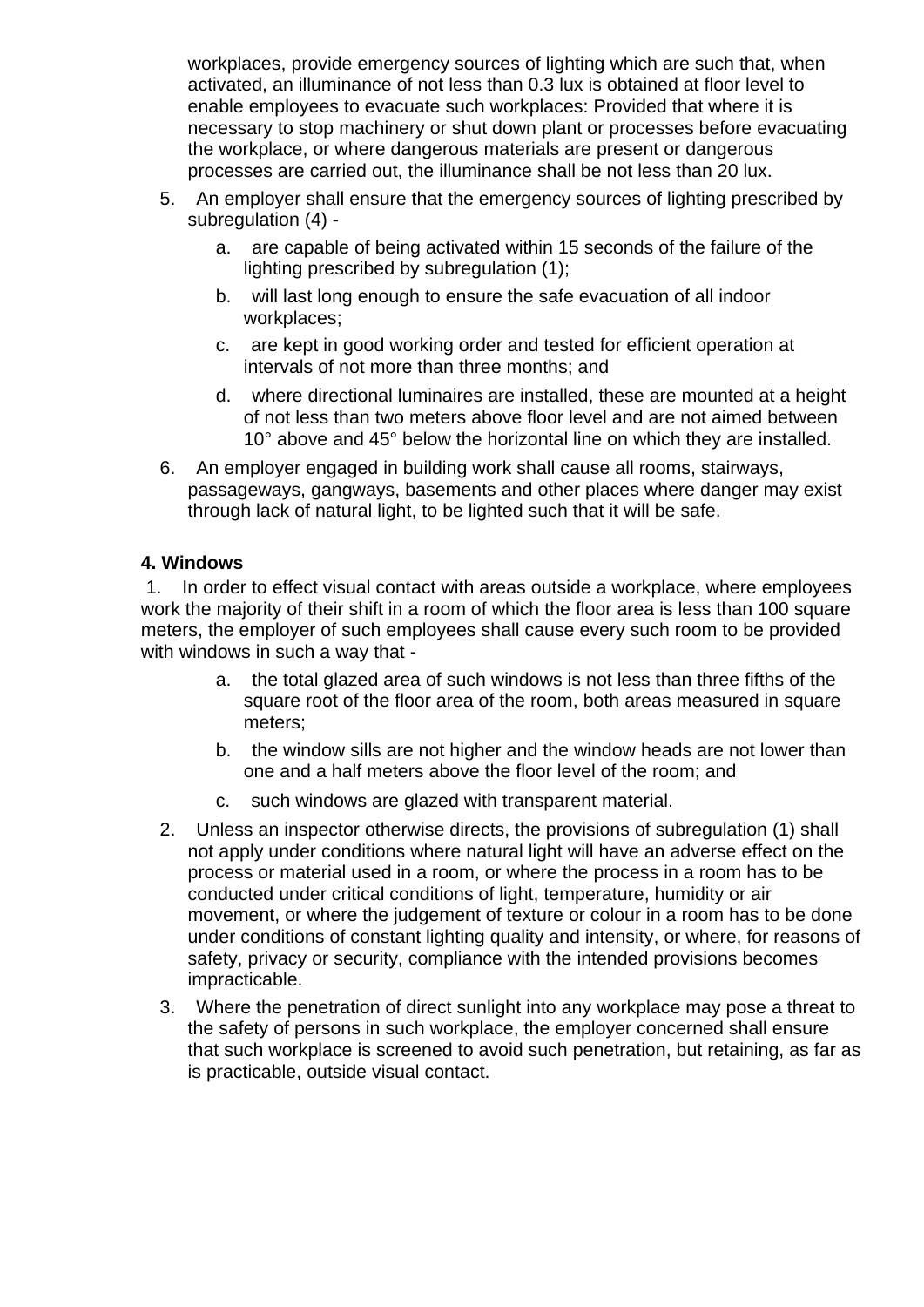workplaces, provide emergency sources of lighting which are such that, when activated, an illuminance of not less than 0.3 lux is obtained at floor level to enable employees to evacuate such workplaces: Provided that where it is necessary to stop machinery or shut down plant or processes before evacuating the workplace, or where dangerous materials are present or dangerous processes are carried out, the illuminance shall be not less than 20 lux.

5. An employer shall ensure that the emergency sources of lighting prescribed by subregulation (4) -
   a. are capable of being activated within 15 seconds of the failure of the lighting prescribed by subregulation (1);
   b. will last long enough to ensure the safe evacuation of all indoor workplaces;
   c. are kept in good working order and tested for efficient operation at intervals of not more than three months; and
   d. where directional luminaires are installed, these are mounted at a height of not less than two meters above floor level and are not aimed between 10° above and 45° below the horizontal line on which they are installed.
6. An employer engaged in building work shall cause all rooms, stairways, passageways, gangways, basements and other places where danger may exist through lack of natural light, to be lighted such that it will be safe.

**4. Windows**

1. In order to effect visual contact with areas outside a workplace, where employees work the majority of their shift in a room of which the floor area is less than 100 square meters, the employer of such employees shall cause every such room to be provided with windows in such a way that -
   a. the total glazed area of such windows is not less than three fifths of the square root of the floor area of the room, both areas measured in square meters;
   b. the window sills are not higher and the window heads are not lower than one and a half meters above the floor level of the room; and
   c. such windows are glazed with transparent material.
2. Unless an inspector otherwise directs, the provisions of subregulation (1) shall not apply under conditions where natural light will have an adverse effect on the process or material used in a room, or where the process in a room has to be conducted under critical conditions of light, temperature, humidity or air movement, or where the judgement of texture or colour in a room has to be done under conditions of constant lighting quality and intensity, or where, for reasons of safety, privacy or security, compliance with the intended provisions becomes impracticable.
3. Where the penetration of direct sunlight into any workplace may pose a threat to the safety of persons in such workplace, the employer concerned shall ensure that such workplace is screened to avoid such penetration, but retaining, as far as is practicable, outside visual contact.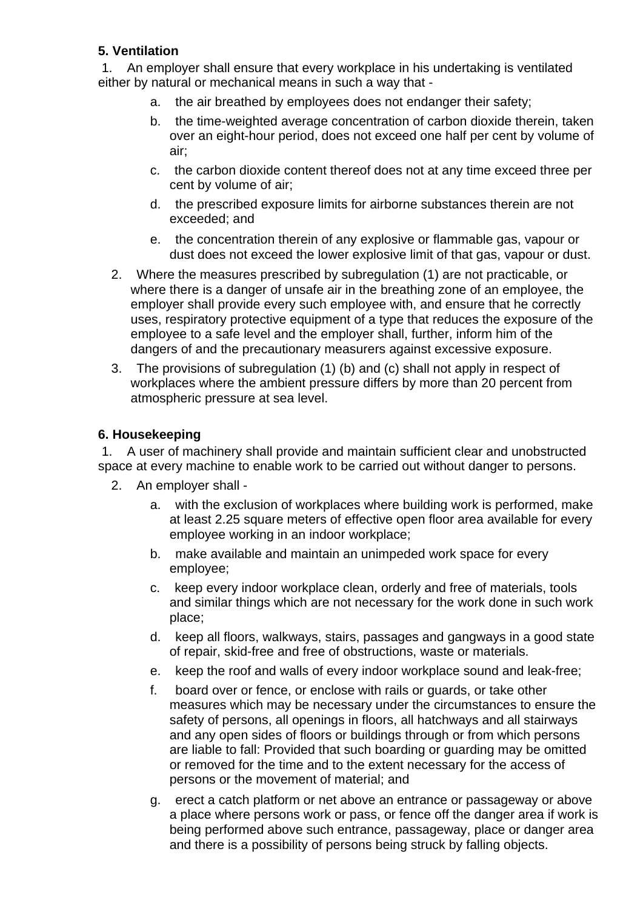**5. Ventilation**

1. An employer shall ensure that every workplace in his undertaking is ventilated either by natural or mechanical means in such a way that -
    a. the air breathed by employees does not endanger their safety;
    b. the time-weighted average concentration of carbon dioxide therein, taken over an eight-hour period, does not exceed one half per cent by volume of air;
    c. the carbon dioxide content thereof does not at any time exceed three per cent by volume of air;
    d. the prescribed exposure limits for airborne substances therein are not exceeded; and
    e. the concentration therein of any explosive or flammable gas, vapour or dust does not exceed the lower explosive limit of that gas, vapour or dust.
2. Where the measures prescribed by subregulation (1) are not practicable, or where there is a danger of unsafe air in the breathing zone of an employee, the employer shall provide every such employee with, and ensure that he correctly uses, respiratory protective equipment of a type that reduces the exposure of the employee to a safe level and the employer shall, further, inform him of the dangers of and the precautionary measurers against excessive exposure.
3. The provisions of subregulation (1) (b) and (c) shall not apply in respect of workplaces where the ambient pressure differs by more than 20 percent from atmospheric pressure at sea level.

**6. Housekeeping**

1. A user of machinery shall provide and maintain sufficient clear and unobstructed space at every machine to enable work to be carried out without danger to persons.
2. An employer shall -
    a. with the exclusion of workplaces where building work is performed, make at least 2.25 square meters of effective open floor area available for every employee working in an indoor workplace;
    b. make available and maintain an unimpeded work space for every employee;
    c. keep every indoor workplace clean, orderly and free of materials, tools and similar things which are not necessary for the work done in such work place;
    d. keep all floors, walkways, stairs, passages and gangways in a good state of repair, skid-free and free of obstructions, waste or materials.
    e. keep the roof and walls of every indoor workplace sound and leak-free;
    f. board over or fence, or enclose with rails or guards, or take other measures which may be necessary under the circumstances to ensure the safety of persons, all openings in floors, all hatchways and all stairways and any open sides of floors or buildings through or from which persons are liable to fall: Provided that such boarding or guarding may be omitted or removed for the time and to the extent necessary for the access of persons or the movement of material; and
    g. erect a catch platform or net above an entrance or passageway or above a place where persons work or pass, or fence off the danger area if work is being performed above such entrance, passageway, place or danger area and there is a possibility of persons being struck by falling objects.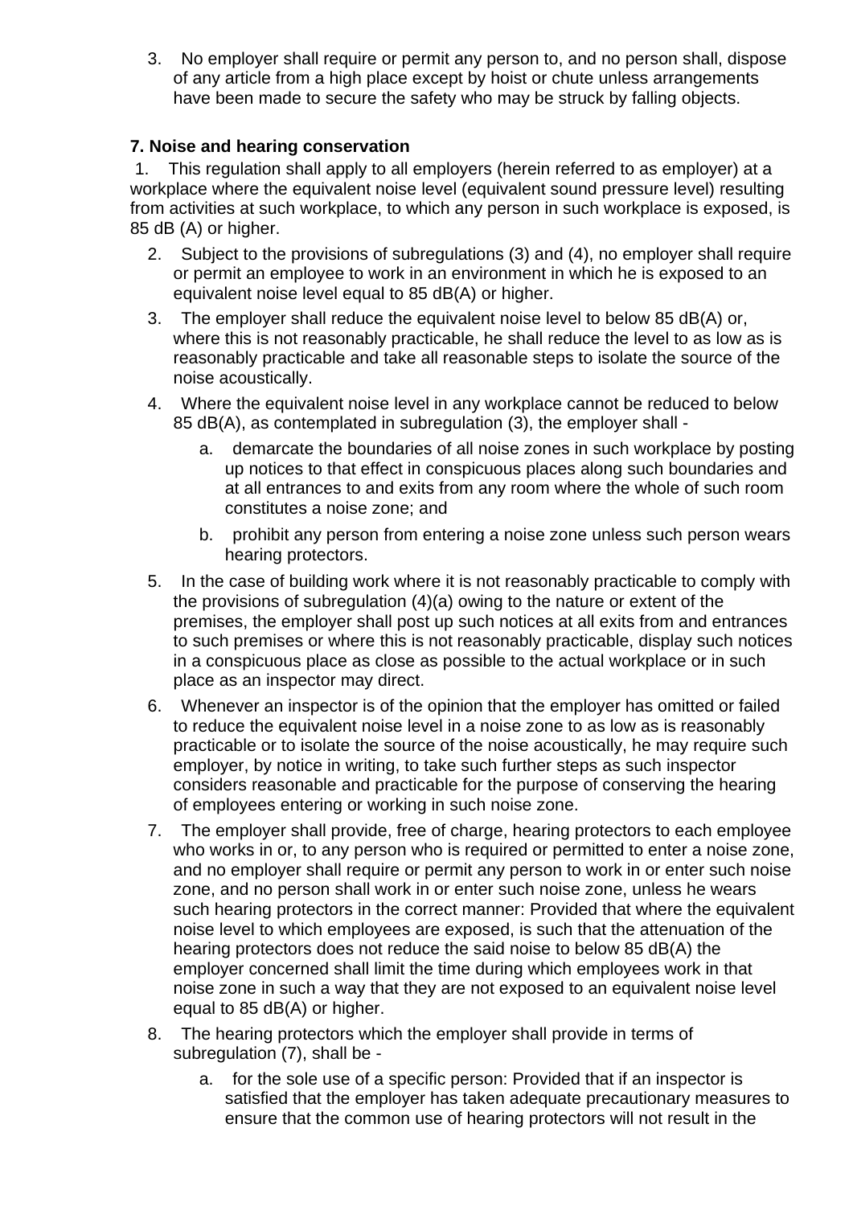3. No employer shall require or permit any person to, and no person shall, dispose of any article from a high place except by hoist or chute unless arrangements have been made to secure the safety who may be struck by falling objects.

**7. Noise and hearing conservation**

1. This regulation shall apply to all employers (herein referred to as employer) at a workplace where the equivalent noise level (equivalent sound pressure level) resulting from activities at such workplace, to which any person in such workplace is exposed, is 85 dB (A) or higher.

2. Subject to the provisions of subregulations (3) and (4), no employer shall require or permit an employee to work in an environment in which he is exposed to an equivalent noise level equal to 85 dB(A) or higher.
3. The employer shall reduce the equivalent noise level to below 85 dB(A) or, where this is not reasonably practicable, he shall reduce the level to as low as is reasonably practicable and take all reasonable steps to isolate the source of the noise acoustically.
4. Where the equivalent noise level in any workplace cannot be reduced to below 85 dB(A), as contemplated in subregulation (3), the employer shall -
   a. demarcate the boundaries of all noise zones in such workplace by posting up notices to that effect in conspicuous places along such boundaries and at all entrances to and exits from any room where the whole of such room constitutes a noise zone; and
   b. prohibit any person from entering a noise zone unless such person wears hearing protectors.
5. In the case of building work where it is not reasonably practicable to comply with the provisions of subregulation (4)(a) owing to the nature or extent of the premises, the employer shall post up such notices at all exits from and entrances to such premises or where this is not reasonably practicable, display such notices in a conspicuous place as close as possible to the actual workplace or in such place as an inspector may direct.
6. Whenever an inspector is of the opinion that the employer has omitted or failed to reduce the equivalent noise level in a noise zone to as low as is reasonably practicable or to isolate the source of the noise acoustically, he may require such employer, by notice in writing, to take such further steps as such inspector considers reasonable and practicable for the purpose of conserving the hearing of employees entering or working in such noise zone.
7. The employer shall provide, free of charge, hearing protectors to each employee who works in or, to any person who is required or permitted to enter a noise zone, and no employer shall require or permit any person to work in or enter such noise zone, and no person shall work in or enter such noise zone, unless he wears such hearing protectors in the correct manner: Provided that where the equivalent noise level to which employees are exposed, is such that the attenuation of the hearing protectors does not reduce the said noise to below 85 dB(A) the employer concerned shall limit the time during which employees work in that noise zone in such a way that they are not exposed to an equivalent noise level equal to 85 dB(A) or higher.
8. The hearing protectors which the employer shall provide in terms of subregulation (7), shall be -
   a. for the sole use of a specific person: Provided that if an inspector is satisfied that the employer has taken adequate precautionary measures to ensure that the common use of hearing protectors will not result in the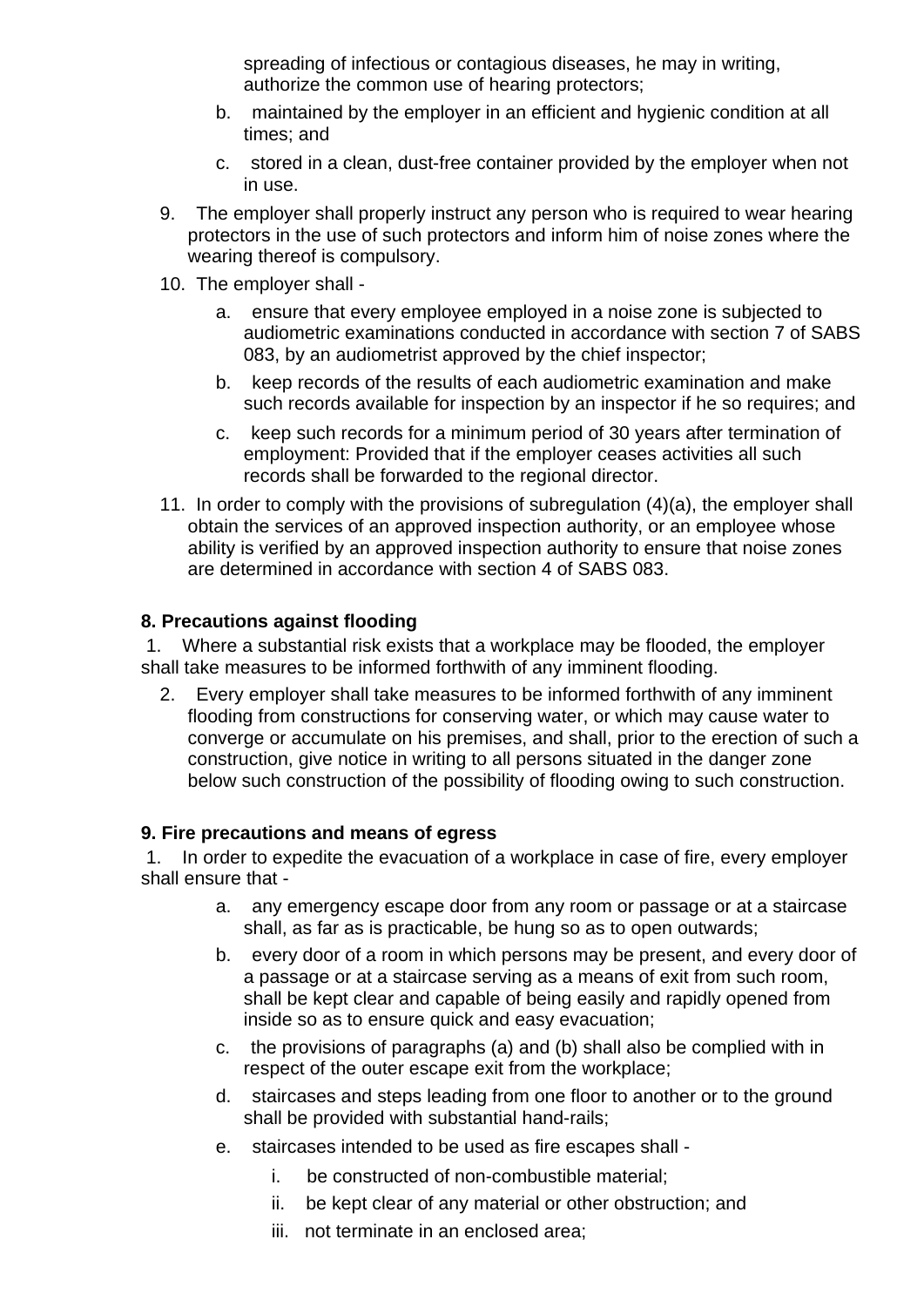spreading of infectious or contagious diseases, he may in writing, authorize the common use of hearing protectors;

   b. maintained by the employer in an efficient and hygienic condition at all times; and

   c. stored in a clean, dust-free container provided by the employer when not in use.

9. The employer shall properly instruct any person who is required to wear hearing protectors in the use of such protectors and inform him of noise zones where the wearing thereof is compulsory.

10. The employer shall -

   a. ensure that every employee employed in a noise zone is subjected to audiometric examinations conducted in accordance with section 7 of SABS 083, by an audiometrist approved by the chief inspector;

   b. keep records of the results of each audiometric examination and make such records available for inspection by an inspector if he so requires; and

   c. keep such records for a minimum period of 30 years after termination of employment: Provided that if the employer ceases activities all such records shall be forwarded to the regional director.

11. In order to comply with the provisions of subregulation (4)(a), the employer shall obtain the services of an approved inspection authority, or an employee whose ability is verified by an approved inspection authority to ensure that noise zones are determined in accordance with section 4 of SABS 083.

**8. Precautions against flooding**

1. Where a substantial risk exists that a workplace may be flooded, the employer shall take measures to be informed forthwith of any imminent flooding.

2. Every employer shall take measures to be informed forthwith of any imminent flooding from constructions for conserving water, or which may cause water to converge or accumulate on his premises, and shall, prior to the erection of such a construction, give notice in writing to all persons situated in the danger zone below such construction of the possibility of flooding owing to such construction.

**9. Fire precautions and means of egress**

1. In order to expedite the evacuation of a workplace in case of fire, every employer shall ensure that -

   a. any emergency escape door from any room or passage or at a staircase shall, as far as is practicable, be hung so as to open outwards;

   b. every door of a room in which persons may be present, and every door of a passage or at a staircase serving as a means of exit from such room, shall be kept clear and capable of being easily and rapidly opened from inside so as to ensure quick and easy evacuation;

   c. the provisions of paragraphs (a) and (b) shall also be complied with in respect of the outer escape exit from the workplace;

   d. staircases and steps leading from one floor to another or to the ground shall be provided with substantial hand-rails;

   e. staircases intended to be used as fire escapes shall -

      i. be constructed of non-combustible material;

      ii. be kept clear of any material or other obstruction; and

      iii. not terminate in an enclosed area;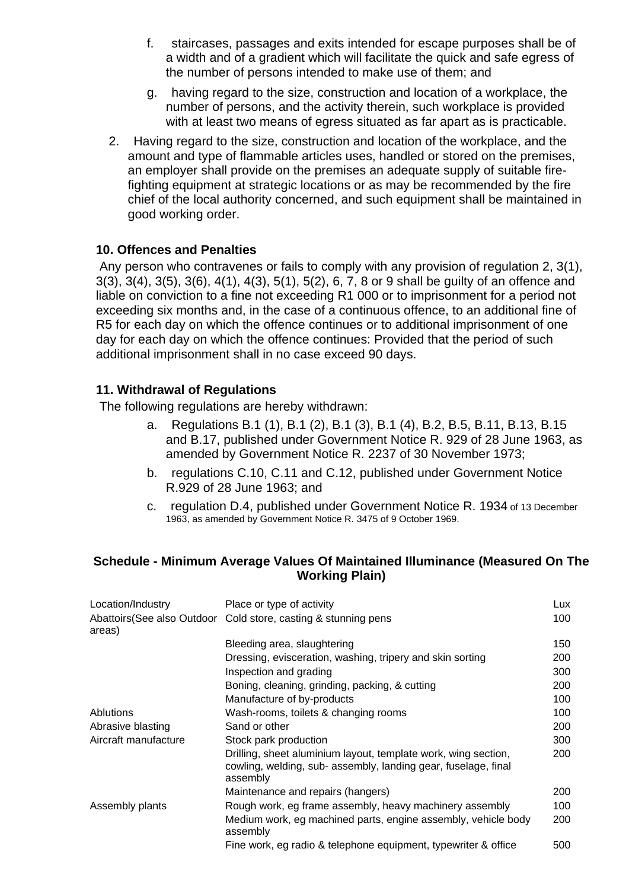f. staircases, passages and exits intended for escape purposes shall be of a width and of a gradient which will facilitate the quick and safe egress of the number of persons intended to make use of them; and

g. having regard to the size, construction and location of a workplace, the number of persons, and the activity therein, such workplace is provided with at least two means of egress situated as far apart as is practicable.

2. Having regard to the size, construction and location of the workplace, and the amount and type of flammable articles uses, handled or stored on the premises, an employer shall provide on the premises an adequate supply of suitable fire-fighting equipment at strategic locations or as may be recommended by the fire chief of the local authority concerned, and such equipment shall be maintained in good working order.

### 10. Offences and Penalties

Any person who contravenes or fails to comply with any provision of regulation 2, 3(1), 3(3), 3(4), 3(5), 3(6), 4(1), 4(3), 5(1), 5(2), 6, 7, 8 or 9 shall be guilty of an offence and liable on conviction to a fine not exceeding R1 000 or to imprisonment for a period not exceeding six months and, in the case of a continuous offence, to an additional fine of R5 for each day on which the offence continues or to additional imprisonment of one day for each day on which the offence continues: Provided that the period of such additional imprisonment shall in no case exceed 90 days.

### 11. Withdrawal of Regulations

The following regulations are hereby withdrawn:

a. Regulations B.1 (1), B.1 (2), B.1 (3), B.1 (4), B.2, B.5, B.11, B.13, B.15 and B.17, published under Government Notice R. 929 of 28 June 1963, as amended by Government Notice R. 2237 of 30 November 1973;

b. regulations C.10, C.11 and C.12, published under Government Notice R.929 of 28 June 1963; and

c. regulation D.4, published under Government Notice R. 1934 of 13 December 1963, as amended by Government Notice R. 3475 of 9 October 1969.

### Schedule - Minimum Average Values Of Maintained Illuminance (Measured On The Working Plain)

| Location/Industry | Place or type of activity | Lux |
|---|---|---|
| Abattoirs(See also Outdoor areas) | Cold store, casting & stunning pens | 100 |
| | Bleeding area, slaughtering | 150 |
| | Dressing, evisceration, washing, tripery and skin sorting | 200 |
| | Inspection and grading | 300 |
| | Boning, cleaning, grinding, packing, & cutting | 200 |
| | Manufacture of by-products | 100 |
| Ablutions | Wash-rooms, toilets & changing rooms | 100 |
| Abrasive blasting | Sand or other | 200 |
| Aircraft manufacture | Stock park production | 300 |
| | Drilling, sheet aluminium layout, template work, wing section, cowling, welding, sub- assembly, landing gear, fuselage, final assembly | 200 |
| | Maintenance and repairs (hangers) | 200 |
| Assembly plants | Rough work, eg frame assembly, heavy machinery assembly | 100 |
| | Medium work, eg machined parts, engine assembly, vehicle body assembly | 200 |
| | Fine work, eg radio & telephone equipment, typewriter & office | 500 |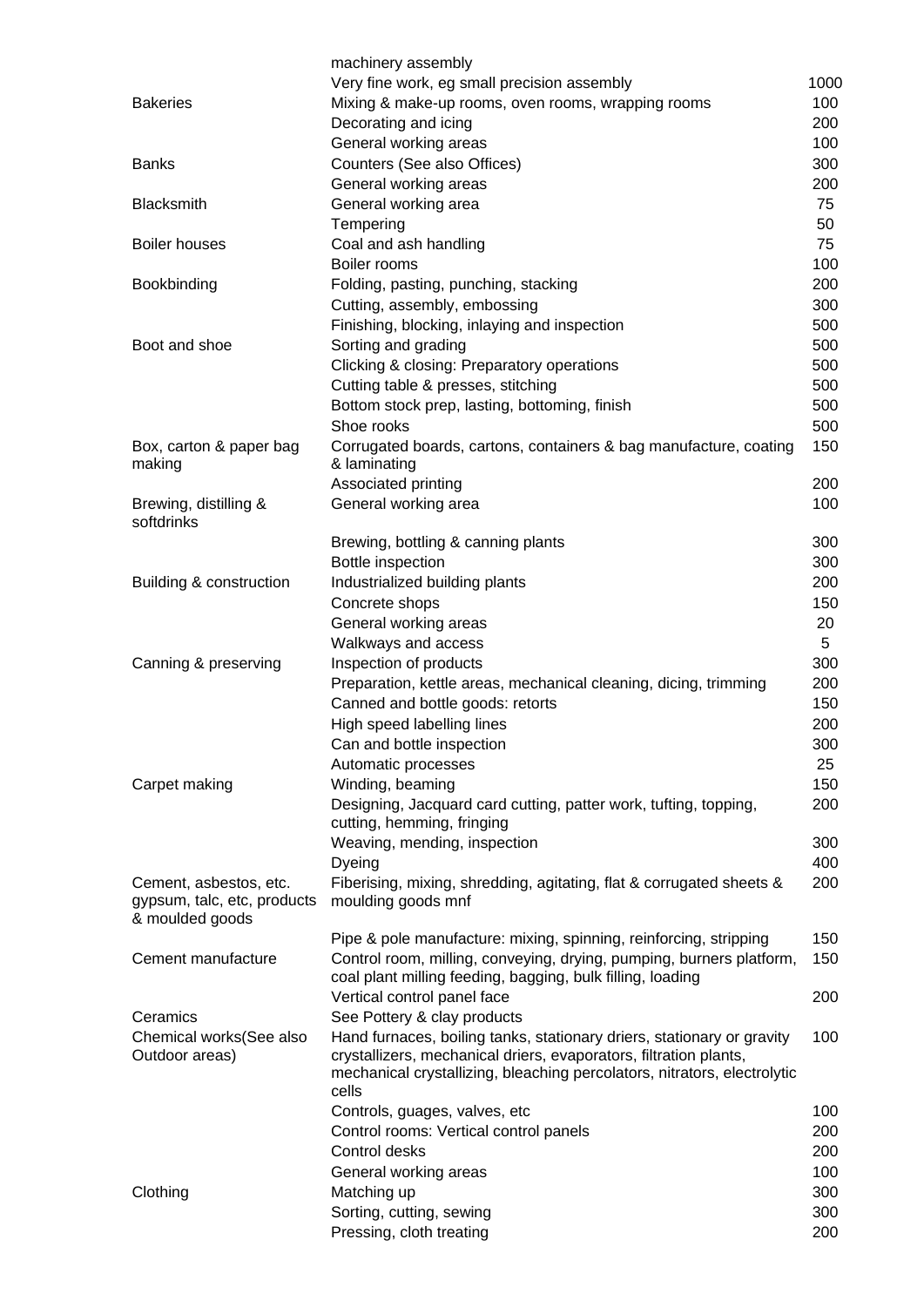| | | |
|---|---|---|
| | machinery assembly | |
| | Very fine work, eg small precision assembly | 1000 |
| Bakeries | Mixing & make-up rooms, oven rooms, wrapping rooms | 100 |
| | Decorating and icing | 200 |
| | General working areas | 100 |
| Banks | Counters (See also Offices) | 300 |
| | General working areas | 200 |
| Blacksmith | General working area | 75 |
| | Tempering | 50 |
| Boiler houses | Coal and ash handling | 75 |
| | Boiler rooms | 100 |
| Bookbinding | Folding, pasting, punching, stacking | 200 |
| | Cutting, assembly, embossing | 300 |
| | Finishing, blocking, inlaying and inspection | 500 |
| Boot and shoe | Sorting and grading | 500 |
| | Clicking & closing: Preparatory operations | 500 |
| | Cutting table & presses, stitching | 500 |
| | Bottom stock prep, lasting, bottoming, finish | 500 |
| | Shoe rooks | 500 |
| Box, carton & paper bag making | Corrugated boards, cartons, containers & bag manufacture, coating & laminating | 150 |
| | Associated printing | 200 |
| Brewing, distilling & softdrinks | General working area | 100 |
| | Brewing, bottling & canning plants | 300 |
| | Bottle inspection | 300 |
| Building & construction | Industrialized building plants | 200 |
| | Concrete shops | 150 |
| | General working areas | 20 |
| | Walkways and access | 5 |
| Canning & preserving | Inspection of products | 300 |
| | Preparation, kettle areas, mechanical cleaning, dicing, trimming | 200 |
| | Canned and bottle goods: retorts | 150 |
| | High speed labelling lines | 200 |
| | Can and bottle inspection | 300 |
| | Automatic processes | 25 |
| Carpet making | Winding, beaming | 150 |
| | Designing, Jacquard card cutting, patter work, tufting, topping, cutting, hemming, fringing | 200 |
| | Weaving, mending, inspection | 300 |
| | Dyeing | 400 |
| Cement, asbestos, etc. gypsum, talc, etc, products & moulded goods | Fiberising, mixing, shredding, agitating, flat & corrugated sheets & moulding goods mnf | 200 |
| | Pipe & pole manufacture: mixing, spinning, reinforcing, stripping | 150 |
| Cement manufacture | Control room, milling, conveying, drying, pumping, burners platform, coal plant milling feeding, bagging, bulk filling, loading | 150 |
| | Vertical control panel face | 200 |
| Ceramics | See Pottery & clay products | |
| Chemical works(See also Outdoor areas) | Hand furnaces, boiling tanks, stationary driers, stationary or gravity crystallizers, mechanical driers, evaporators, filtration plants, mechanical crystallizing, bleaching percolators, nitrators, electrolytic cells | 100 |
| | Controls, guages, valves, etc | 100 |
| | Control rooms: Vertical control panels | 200 |
| | Control desks | 200 |
| | General working areas | 100 |
| Clothing | Matching up | 300 |
| | Sorting, cutting, sewing | 300 |
| | Pressing, cloth treating | 200 |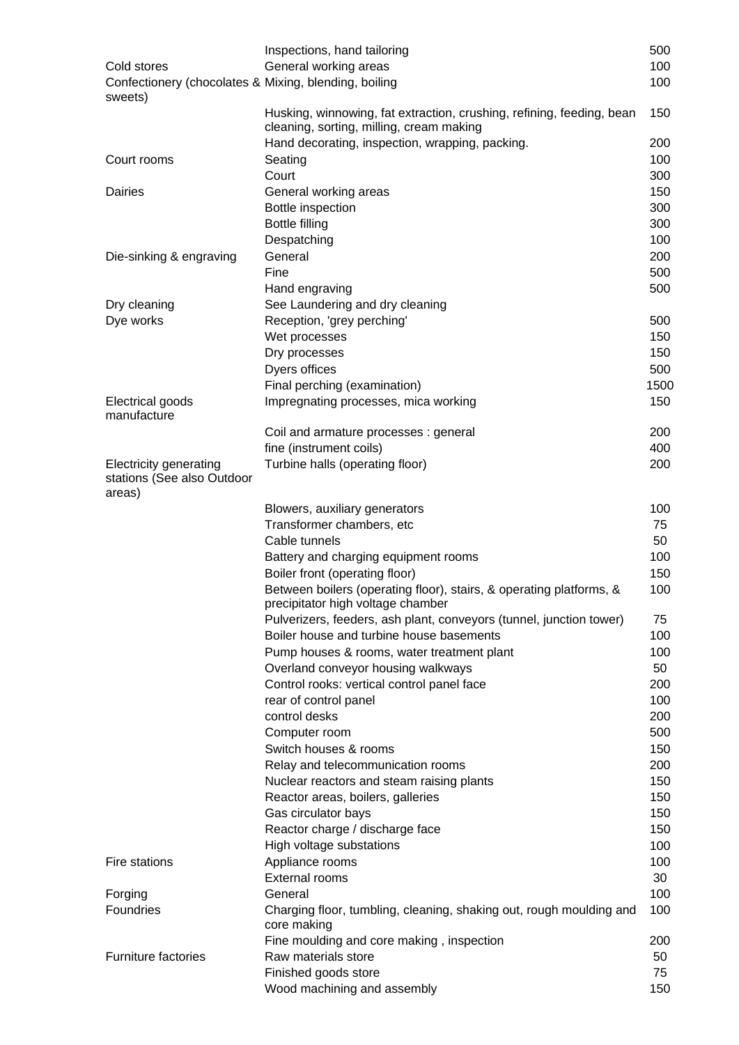| | | |
|---|---|---|
| | Inspections, hand tailoring | 500 |
| Cold stores | General working areas | 100 |
| Confectionery (chocolates & sweets) | Mixing, blending, boiling | 100 |
| | Husking, winnowing, fat extraction, crushing, refining, feeding, bean cleaning, sorting, milling, cream making | 150 |
| | Hand decorating, inspection, wrapping, packing. | 200 |
| Court rooms | Seating | 100 |
| | Court | 300 |
| Dairies | General working areas | 150 |
| | Bottle inspection | 300 |
| | Bottle filling | 300 |
| | Despatching | 100 |
| Die-sinking & engraving | General | 200 |
| | Fine | 500 |
| | Hand engraving | 500 |
| Dry cleaning | See Laundering and dry cleaning | |
| Dye works | Reception, 'grey perching' | 500 |
| | Wet processes | 150 |
| | Dry processes | 150 |
| | Dyers offices | 500 |
| | Final perching (examination) | 1500 |
| Electrical goods manufacture | Impregnating processes, mica working | 150 |
| | Coil and armature processes : general | 200 |
| | fine (instrument coils) | 400 |
| Electricity generating stations (See also Outdoor areas) | Turbine halls (operating floor) | 200 |
| | Blowers, auxiliary generators | 100 |
| | Transformer chambers, etc | 75 |
| | Cable tunnels | 50 |
| | Battery and charging equipment rooms | 100 |
| | Boiler front (operating floor) | 150 |
| | Between boilers (operating floor), stairs, & operating platforms, & precipitator high voltage chamber | 100 |
| | Pulverizers, feeders, ash plant, conveyors (tunnel, junction tower) | 75 |
| | Boiler house and turbine house basements | 100 |
| | Pump houses & rooms, water treatment plant | 100 |
| | Overland conveyor housing walkways | 50 |
| | Control rooks: vertical control panel face | 200 |
| | rear of control panel | 100 |
| | control desks | 200 |
| | Computer room | 500 |
| | Switch houses & rooms | 150 |
| | Relay and telecommunication rooms | 200 |
| | Nuclear reactors and steam raising plants | 150 |
| | Reactor areas, boilers, galleries | 150 |
| | Gas circulator bays | 150 |
| | Reactor charge / discharge face | 150 |
| | High voltage substations | 100 |
| Fire stations | Appliance rooms | 100 |
| | External rooms | 30 |
| Forging | General | 100 |
| Foundries | Charging floor, tumbling, cleaning, shaking out, rough moulding and core making | 100 |
| | Fine moulding and core making , inspection | 200 |
| Furniture factories | Raw materials store | 50 |
| | Finished goods store | 75 |
| | Wood machining and assembly | 150 |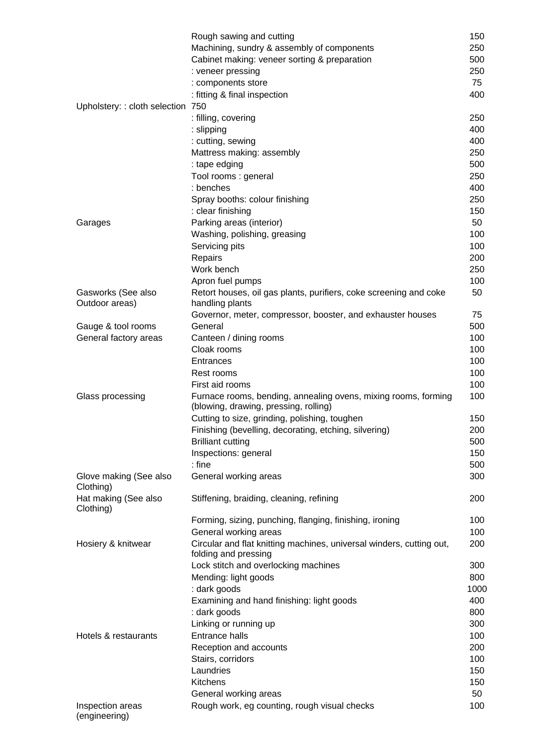| | | |
|---|---|---|
| | Rough sawing and cutting | 150 |
| | Machining, sundry & assembly of components | 250 |
| | Cabinet making: veneer sorting & preparation | 500 |
| | : veneer pressing | 250 |
| | : components store | 75 |
| | : fitting & final inspection | 400 |
| Upholstery: : cloth selection 750 | | |
| | : filling, covering | 250 |
| | : slipping | 400 |
| | : cutting, sewing | 400 |
| | Mattress making: assembly | 250 |
| | : tape edging | 500 |
| | Tool rooms : general | 250 |
| | : benches | 400 |
| | Spray booths: colour finishing | 250 |
| | : clear finishing | 150 |
| Garages | Parking areas (interior) | 50 |
| | Washing, polishing, greasing | 100 |
| | Servicing pits | 100 |
| | Repairs | 200 |
| | Work bench | 250 |
| | Apron fuel pumps | 100 |
| Gasworks (See also Outdoor areas) | Retort houses, oil gas plants, purifiers, coke screening and coke handling plants | 50 |
| | Governor, meter, compressor, booster, and exhauster houses | 75 |
| Gauge & tool rooms | General | 500 |
| General factory areas | Canteen / dining rooms | 100 |
| | Cloak rooms | 100 |
| | Entrances | 100 |
| | Rest rooms | 100 |
| | First aid rooms | 100 |
| Glass processing | Furnace rooms, bending, annealing ovens, mixing rooms, forming (blowing, drawing, pressing, rolling) | 100 |
| | Cutting to size, grinding, polishing, toughen | 150 |
| | Finishing (bevelling, decorating, etching, silvering) | 200 |
| | Brilliant cutting | 500 |
| | Inspections: general | 150 |
| | : fine | 500 |
| Glove making (See also Clothing) | General working areas | 300 |
| Hat making (See also Clothing) | Stiffening, braiding, cleaning, refining | 200 |
| | Forming, sizing, punching, flanging, finishing, ironing | 100 |
| | General working areas | 100 |
| Hosiery & knitwear | Circular and flat knitting machines, universal winders, cutting out, folding and pressing | 200 |
| | Lock stitch and overlocking machines | 300 |
| | Mending: light goods | 800 |
| | : dark goods | 1000 |
| | Examining and hand finishing: light goods | 400 |
| | : dark goods | 800 |
| | Linking or running up | 300 |
| Hotels & restaurants | Entrance halls | 100 |
| | Reception and accounts | 200 |
| | Stairs, corridors | 100 |
| | Laundries | 150 |
| | Kitchens | 150 |
| | General working areas | 50 |
| Inspection areas (engineering) | Rough work, eg counting, rough visual checks | 100 |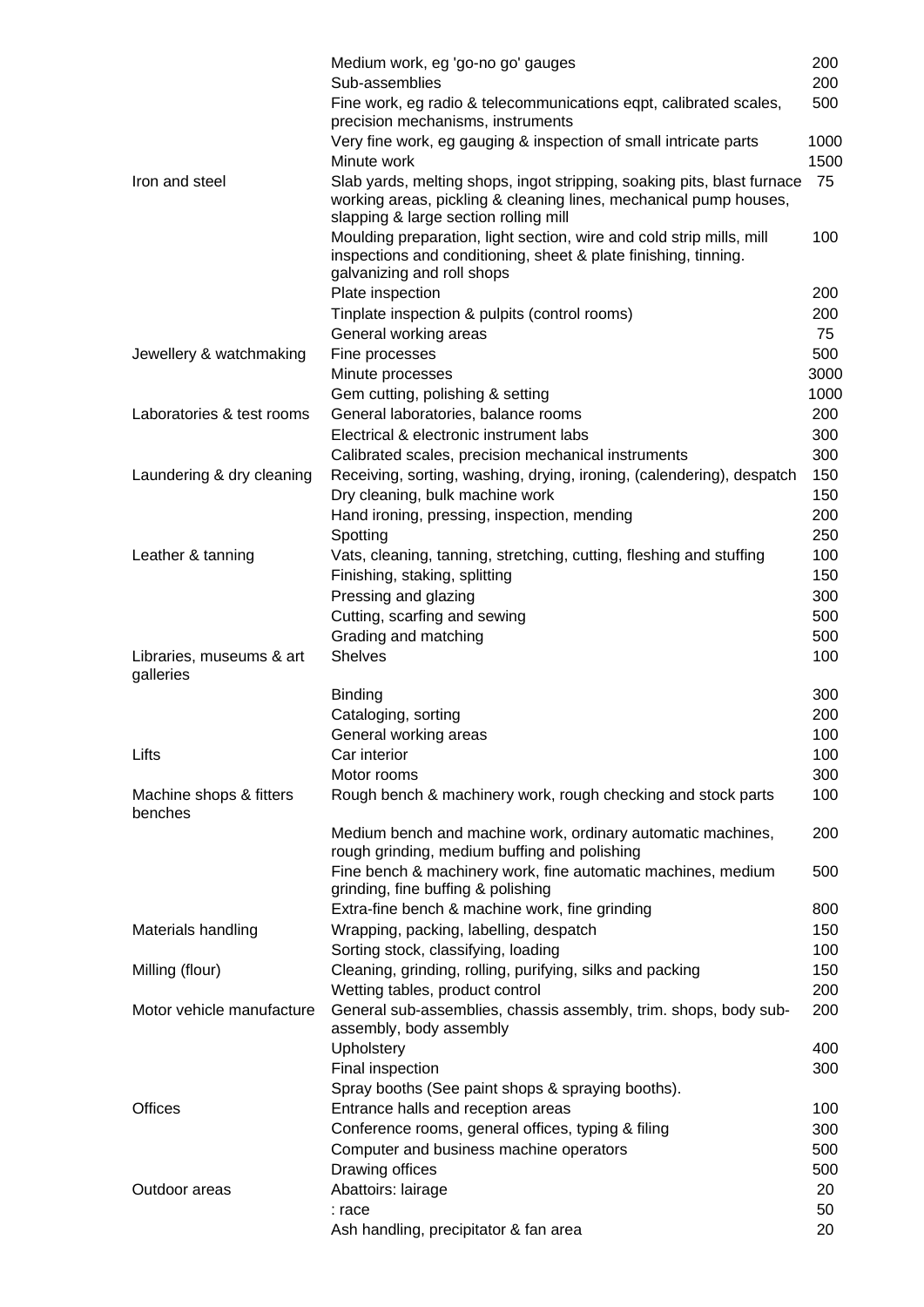| | | |
|---|---|---|
| | Medium work, eg 'go-no go' gauges | 200 |
| | Sub-assemblies | 200 |
| | Fine work, eg radio & telecommunications eqpt, calibrated scales, precision mechanisms, instruments | 500 |
| | Very fine work, eg gauging & inspection of small intricate parts | 1000 |
| | Minute work | 1500 |
| Iron and steel | Slab yards, melting shops, ingot stripping, soaking pits, blast furnace working areas, pickling & cleaning lines, mechanical pump houses, slapping & large section rolling mill | 75 |
| | Moulding preparation, light section, wire and cold strip mills, mill inspections and conditioning, sheet & plate finishing, tinning. galvanizing and roll shops | 100 |
| | Plate inspection | 200 |
| | Tinplate inspection & pulpits (control rooms) | 200 |
| | General working areas | 75 |
| Jewellery & watchmaking | Fine processes | 500 |
| | Minute processes | 3000 |
| | Gem cutting, polishing & setting | 1000 |
| Laboratories & test rooms | General laboratories, balance rooms | 200 |
| | Electrical & electronic instrument labs | 300 |
| | Calibrated scales, precision mechanical instruments | 300 |
| Laundering & dry cleaning | Receiving, sorting, washing, drying, ironing, (calendering), despatch | 150 |
| | Dry cleaning, bulk machine work | 150 |
| | Hand ironing, pressing, inspection, mending | 200 |
| | Spotting | 250 |
| Leather & tanning | Vats, cleaning, tanning, stretching, cutting, fleshing and stuffing | 100 |
| | Finishing, staking, splitting | 150 |
| | Pressing and glazing | 300 |
| | Cutting, scarfing and sewing | 500 |
| | Grading and matching | 500 |
| Libraries, museums & art galleries | Shelves | 100 |
| | Binding | 300 |
| | Cataloging, sorting | 200 |
| | General working areas | 100 |
| Lifts | Car interior | 100 |
| | Motor rooms | 300 |
| Machine shops & fitters benches | Rough bench & machinery work, rough checking and stock parts | 100 |
| | Medium bench and machine work, ordinary automatic machines, rough grinding, medium buffing and polishing | 200 |
| | Fine bench & machinery work, fine automatic machines, medium grinding, fine buffing & polishing | 500 |
| | Extra-fine bench & machine work, fine grinding | 800 |
| Materials handling | Wrapping, packing, labelling, despatch | 150 |
| | Sorting stock, classifying, loading | 100 |
| Milling (flour) | Cleaning, grinding, rolling, purifying, silks and packing | 150 |
| | Wetting tables, product control | 200 |
| Motor vehicle manufacture | General sub-assemblies, chassis assembly, trim. shops, body sub-assembly, body assembly | 200 |
| | Upholstery | 400 |
| | Final inspection | 300 |
| | Spray booths (See paint shops & spraying booths). | |
| Offices | Entrance halls and reception areas | 100 |
| | Conference rooms, general offices, typing & filing | 300 |
| | Computer and business machine operators | 500 |
| | Drawing offices | 500 |
| Outdoor areas | Abattoirs: lairage | 20 |
| | : race | 50 |
| | Ash handling, precipitator & fan area | 20 |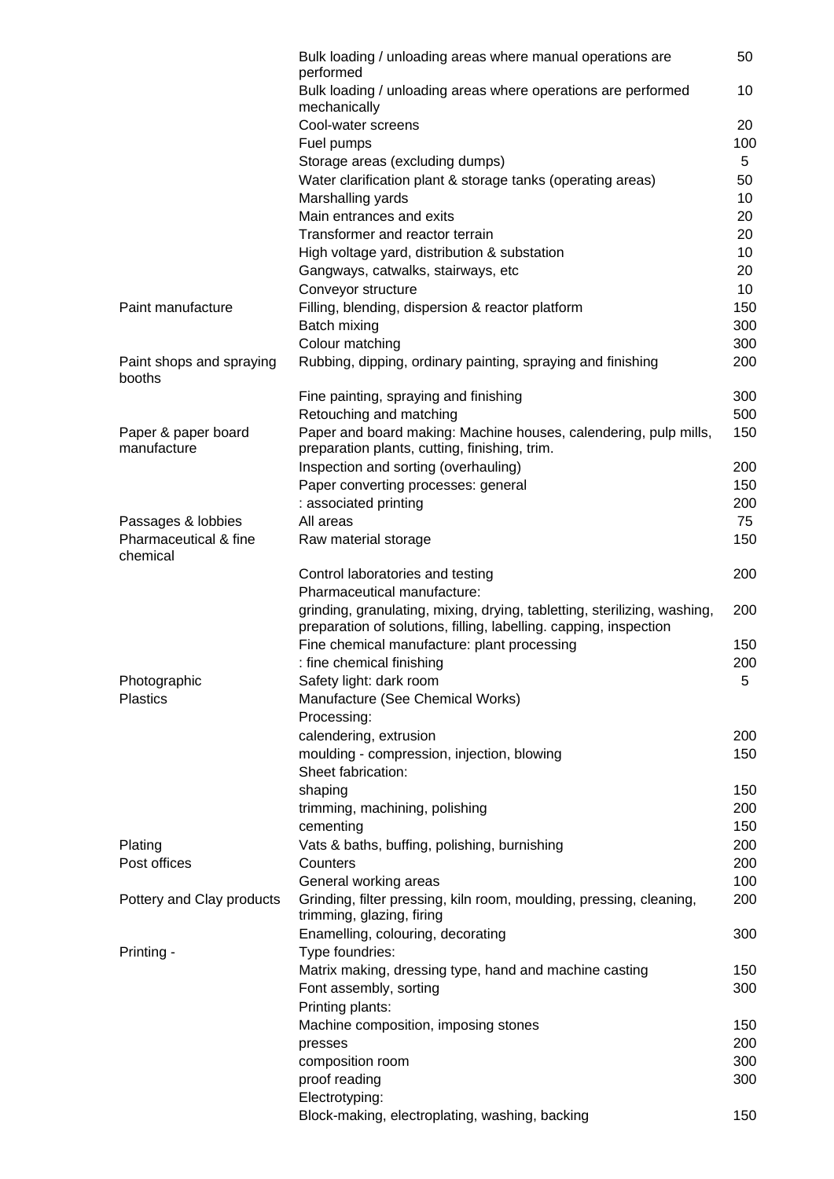| | | |
|---|---|---|
| | Bulk loading / unloading areas where manual operations are performed | 50 |
| | Bulk loading / unloading areas where operations are performed mechanically | 10 |
| | Cool-water screens | 20 |
| | Fuel pumps | 100 |
| | Storage areas (excluding dumps) | 5 |
| | Water clarification plant & storage tanks (operating areas) | 50 |
| | Marshalling yards | 10 |
| | Main entrances and exits | 20 |
| | Transformer and reactor terrain | 20 |
| | High voltage yard, distribution & substation | 10 |
| | Gangways, catwalks, stairways, etc | 20 |
| | Conveyor structure | 10 |
| Paint manufacture | Filling, blending, dispersion & reactor platform | 150 |
| | Batch mixing | 300 |
| | Colour matching | 300 |
| Paint shops and spraying booths | Rubbing, dipping, ordinary painting, spraying and finishing | 200 |
| | Fine painting, spraying and finishing | 300 |
| | Retouching and matching | 500 |
| Paper & paper board manufacture | Paper and board making: Machine houses, calendering, pulp mills, preparation plants, cutting, finishing, trim. | 150 |
| | Inspection and sorting (overhauling) | 200 |
| | Paper converting processes: general | 150 |
| | : associated printing | 200 |
| Passages & lobbies | All areas | 75 |
| Pharmaceutical & fine chemical | Raw material storage | 150 |
| | Control laboratories and testing | 200 |
| | Pharmaceutical manufacture: | |
| | grinding, granulating, mixing, drying, tabletting, sterilizing, washing, preparation of solutions, filling, labelling. capping, inspection | 200 |
| | Fine chemical manufacture: plant processing | 150 |
| | : fine chemical finishing | 200 |
| Photographic | Safety light: dark room | 5 |
| Plastics | Manufacture (See Chemical Works) | |
| | Processing: | |
| | calendering, extrusion | 200 |
| | moulding - compression, injection, blowing | 150 |
| | Sheet fabrication: | |
| | shaping | 150 |
| | trimming, machining, polishing | 200 |
| | cementing | 150 |
| Plating | Vats & baths, buffing, polishing, burnishing | 200 |
| Post offices | Counters | 200 |
| | General working areas | 100 |
| Pottery and Clay products | Grinding, filter pressing, kiln room, moulding, pressing, cleaning, trimming, glazing, firing | 200 |
| | Enamelling, colouring, decorating | 300 |
| Printing - | Type foundries: | |
| | Matrix making, dressing type, hand and machine casting | 150 |
| | Font assembly, sorting | 300 |
| | Printing plants: | |
| | Machine composition, imposing stones | 150 |
| | presses | 200 |
| | composition room | 300 |
| | proof reading | 300 |
| | Electrotyping: | |
| | Block-making, electroplating, washing, backing | 150 |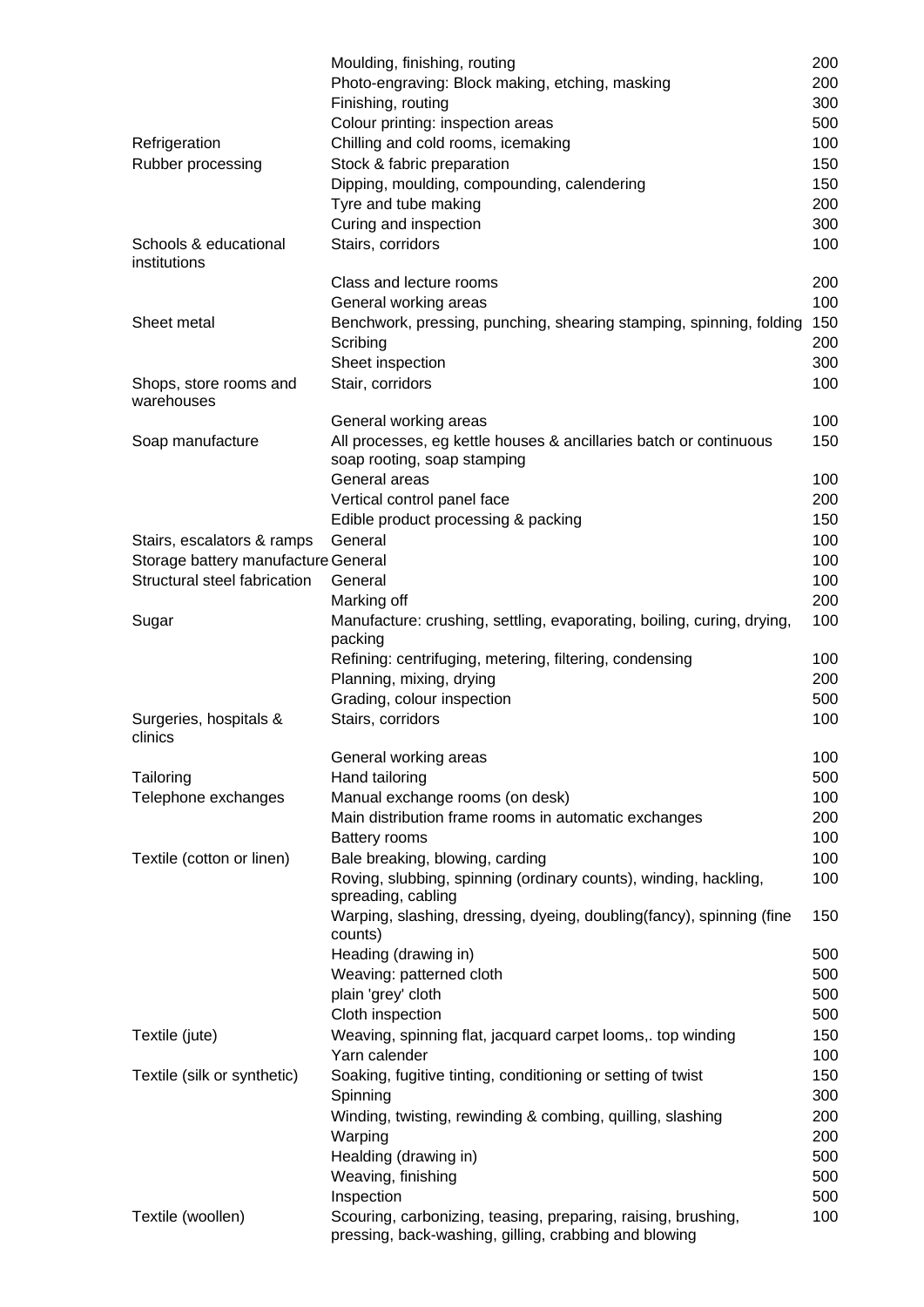| | | |
|---|---|---|
| | Moulding, finishing, routing | 200 |
| | Photo-engraving: Block making, etching, masking | 200 |
| | Finishing, routing | 300 |
| | Colour printing: inspection areas | 500 |
| Refrigeration | Chilling and cold rooms, icemaking | 100 |
| Rubber processing | Stock & fabric preparation | 150 |
| | Dipping, moulding, compounding, calendering | 150 |
| | Tyre and tube making | 200 |
| | Curing and inspection | 300 |
| Schools & educational institutions | Stairs, corridors | 100 |
| | Class and lecture rooms | 200 |
| | General working areas | 100 |
| Sheet metal | Benchwork, pressing, punching, shearing stamping, spinning, folding | 150 |
| | Scribing | 200 |
| | Sheet inspection | 300 |
| Shops, store rooms and warehouses | Stair, corridors | 100 |
| | General working areas | 100 |
| Soap manufacture | All processes, eg kettle houses & ancillaries batch or continuous soap rooting, soap stamping | 150 |
| | General areas | 100 |
| | Vertical control panel face | 200 |
| | Edible product processing & packing | 150 |
| Stairs, escalators & ramps | General | 100 |
| Storage battery manufacture | General | 100 |
| Structural steel fabrication | General | 100 |
| | Marking off | 200 |
| Sugar | Manufacture: crushing, settling, evaporating, boiling, curing, drying, packing | 100 |
| | Refining: centrifuging, metering, filtering, condensing | 100 |
| | Planning, mixing, drying | 200 |
| | Grading, colour inspection | 500 |
| Surgeries, hospitals & clinics | Stairs, corridors | 100 |
| | General working areas | 100 |
| Tailoring | Hand tailoring | 500 |
| Telephone exchanges | Manual exchange rooms (on desk) | 100 |
| | Main distribution frame rooms in automatic exchanges | 200 |
| | Battery rooms | 100 |
| Textile (cotton or linen) | Bale breaking, blowing, carding | 100 |
| | Roving, slubbing, spinning (ordinary counts), winding, hackling, spreading, cabling | 100 |
| | Warping, slashing, dressing, dyeing, doubling(fancy), spinning (fine counts) | 150 |
| | Heading (drawing in) | 500 |
| | Weaving: patterned cloth | 500 |
| | plain 'grey' cloth | 500 |
| | Cloth inspection | 500 |
| Textile (jute) | Weaving, spinning flat, jacquard carpet looms,. top winding | 150 |
| | Yarn calender | 100 |
| Textile (silk or synthetic) | Soaking, fugitive tinting, conditioning or setting of twist | 150 |
| | Spinning | 300 |
| | Winding, twisting, rewinding & combing, quilling, slashing | 200 |
| | Warping | 200 |
| | Healding (drawing in) | 500 |
| | Weaving, finishing | 500 |
| | Inspection | 500 |
| Textile (woollen) | Scouring, carbonizing, teasing, preparing, raising, brushing, pressing, back-washing, gilling, crabbing and blowing | 100 |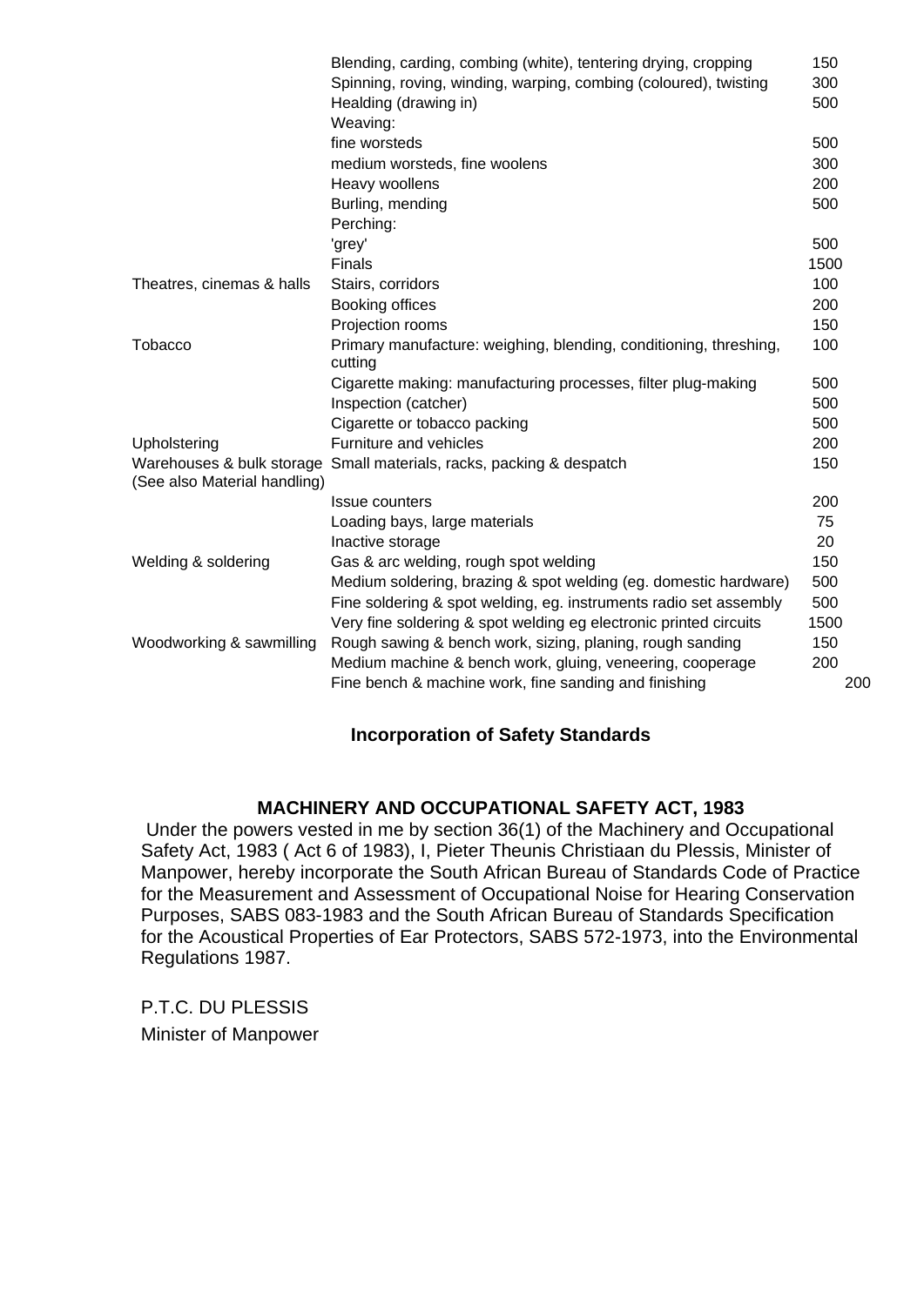| | | |
|---|---|---|
| | Blending, carding, combing (white), tentering drying, cropping | 150 |
| | Spinning, roving, winding, warping, combing (coloured), twisting | 300 |
| | Healding (drawing in) | 500 |
| | Weaving: | |
| | fine worsteds | 500 |
| | medium worsteds, fine woolens | 300 |
| | Heavy woollens | 200 |
| | Burling, mending | 500 |
| | Perching: | |
| | 'grey' | 500 |
| | Finals | 1500 |
| Theatres, cinemas & halls | Stairs, corridors | 100 |
| | Booking offices | 200 |
| | Projection rooms | 150 |
| Tobacco | Primary manufacture: weighing, blending, conditioning, threshing, cutting | 100 |
| | Cigarette making: manufacturing processes, filter plug-making | 500 |
| | Inspection (catcher) | 500 |
| | Cigarette or tobacco packing | 500 |
| Upholstering | Furniture and vehicles | 200 |
| Warehouses & bulk storage (See also Material handling) | Small materials, racks, packing & despatch | 150 |
| | Issue counters | 200 |
| | Loading bays, large materials | 75 |
| | Inactive storage | 20 |
| Welding & soldering | Gas & arc welding, rough spot welding | 150 |
| | Medium soldering, brazing & spot welding (eg. domestic hardware) | 500 |
| | Fine soldering & spot welding, eg. instruments radio set assembly | 500 |
| | Very fine soldering & spot welding eg electronic printed circuits | 1500 |
| Woodworking & sawmilling | Rough sawing & bench work, sizing, planing, rough sanding | 150 |
| | Medium machine & bench work, gluing, veneering, cooperage | 200 |
| | Fine bench & machine work, fine sanding and finishing | 200 |

## Incorporation of Safety Standards

### MACHINERY AND OCCUPATIONAL SAFETY ACT, 1983

Under the powers vested in me by section 36(1) of the Machinery and Occupational Safety Act, 1983 ( Act 6 of 1983), I, Pieter Theunis Christiaan du Plessis, Minister of Manpower, hereby incorporate the South African Bureau of Standards Code of Practice for the Measurement and Assessment of Occupational Noise for Hearing Conservation Purposes, SABS 083-1983 and the South African Bureau of Standards Specification for the Acoustical Properties of Ear Protectors, SABS 572-1973, into the Environmental Regulations 1987.

P.T.C. DU PLESSIS

Minister of Manpower